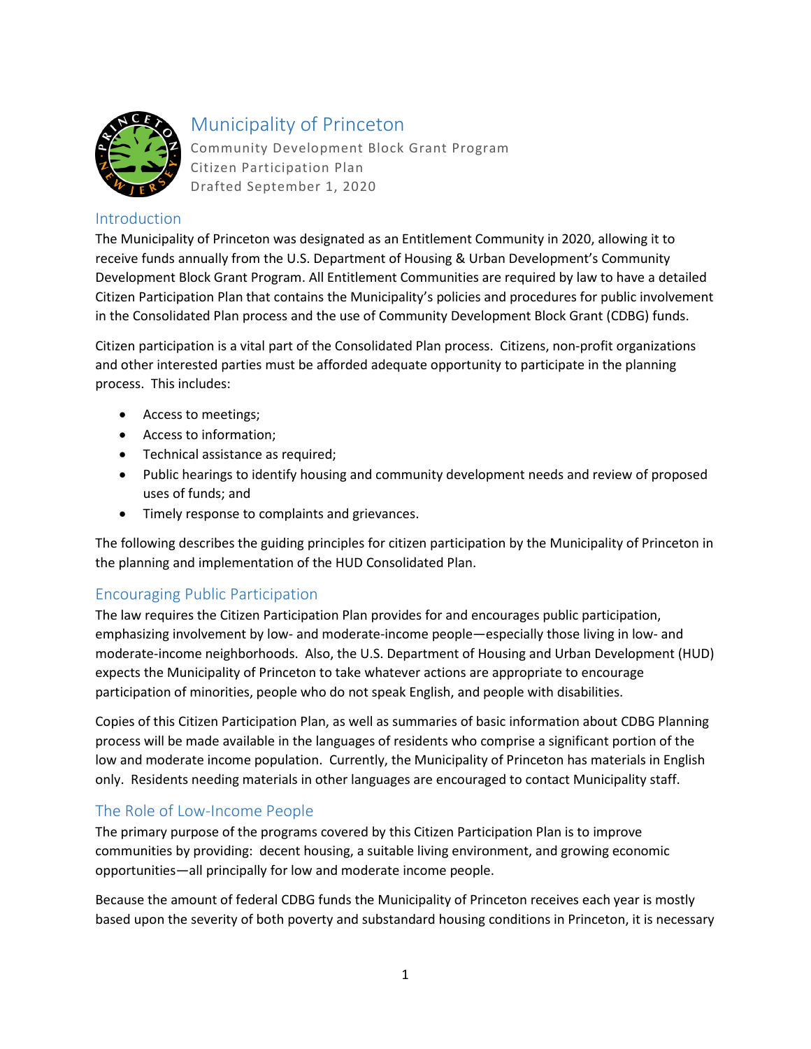# Municipality of Princeton

Community Development Block Grant Program
Citizen Participation Plan
Drafted September 1, 2020

## Introduction

The Municipality of Princeton was designated as an Entitlement Community in 2020, allowing it to receive funds annually from the U.S. Department of Housing & Urban Development's Community Development Block Grant Program. All Entitlement Communities are required by law to have a detailed Citizen Participation Plan that contains the Municipality's policies and procedures for public involvement in the Consolidated Plan process and the use of Community Development Block Grant (CDBG) funds.

Citizen participation is a vital part of the Consolidated Plan process. Citizens, non-profit organizations and other interested parties must be afforded adequate opportunity to participate in the planning process. This includes:

- Access to meetings;
- Access to information;
- Technical assistance as required;
- Public hearings to identify housing and community development needs and review of proposed uses of funds; and
- Timely response to complaints and grievances.

The following describes the guiding principles for citizen participation by the Municipality of Princeton in the planning and implementation of the HUD Consolidated Plan.

## Encouraging Public Participation

The law requires the Citizen Participation Plan provides for and encourages public participation, emphasizing involvement by low- and moderate-income people—especially those living in low- and moderate-income neighborhoods. Also, the U.S. Department of Housing and Urban Development (HUD) expects the Municipality of Princeton to take whatever actions are appropriate to encourage participation of minorities, people who do not speak English, and people with disabilities.

Copies of this Citizen Participation Plan, as well as summaries of basic information about CDBG Planning process will be made available in the languages of residents who comprise a significant portion of the low and moderate income population. Currently, the Municipality of Princeton has materials in English only. Residents needing materials in other languages are encouraged to contact Municipality staff.

## The Role of Low-Income People

The primary purpose of the programs covered by this Citizen Participation Plan is to improve communities by providing: decent housing, a suitable living environment, and growing economic opportunities—all principally for low and moderate income people.

Because the amount of federal CDBG funds the Municipality of Princeton receives each year is mostly based upon the severity of both poverty and substandard housing conditions in Princeton, it is necessary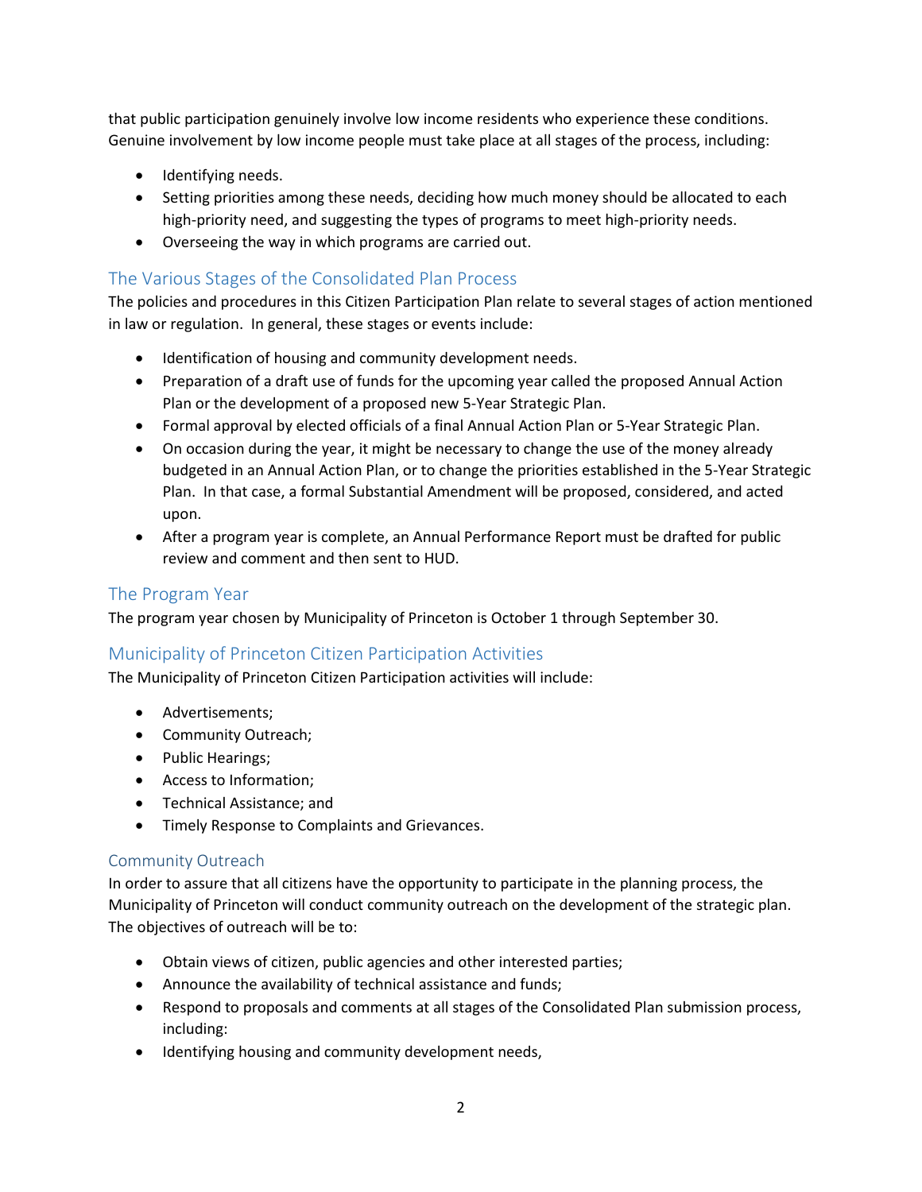that public participation genuinely involve low income residents who experience these conditions. Genuine involvement by low income people must take place at all stages of the process, including:

- Identifying needs.
- Setting priorities among these needs, deciding how much money should be allocated to each high-priority need, and suggesting the types of programs to meet high-priority needs.
- Overseeing the way in which programs are carried out.

## The Various Stages of the Consolidated Plan Process

The policies and procedures in this Citizen Participation Plan relate to several stages of action mentioned in law or regulation. In general, these stages or events include:

- Identification of housing and community development needs.
- Preparation of a draft use of funds for the upcoming year called the proposed Annual Action Plan or the development of a proposed new 5-Year Strategic Plan.
- Formal approval by elected officials of a final Annual Action Plan or 5-Year Strategic Plan.
- On occasion during the year, it might be necessary to change the use of the money already budgeted in an Annual Action Plan, or to change the priorities established in the 5-Year Strategic Plan. In that case, a formal Substantial Amendment will be proposed, considered, and acted upon.
- After a program year is complete, an Annual Performance Report must be drafted for public review and comment and then sent to HUD.

## The Program Year

The program year chosen by Municipality of Princeton is October 1 through September 30.

## Municipality of Princeton Citizen Participation Activities

The Municipality of Princeton Citizen Participation activities will include:

- Advertisements;
- Community Outreach;
- Public Hearings;
- Access to Information;
- Technical Assistance; and
- Timely Response to Complaints and Grievances.

### Community Outreach

In order to assure that all citizens have the opportunity to participate in the planning process, the Municipality of Princeton will conduct community outreach on the development of the strategic plan. The objectives of outreach will be to:

- Obtain views of citizen, public agencies and other interested parties;
- Announce the availability of technical assistance and funds;
- Respond to proposals and comments at all stages of the Consolidated Plan submission process, including:
- Identifying housing and community development needs,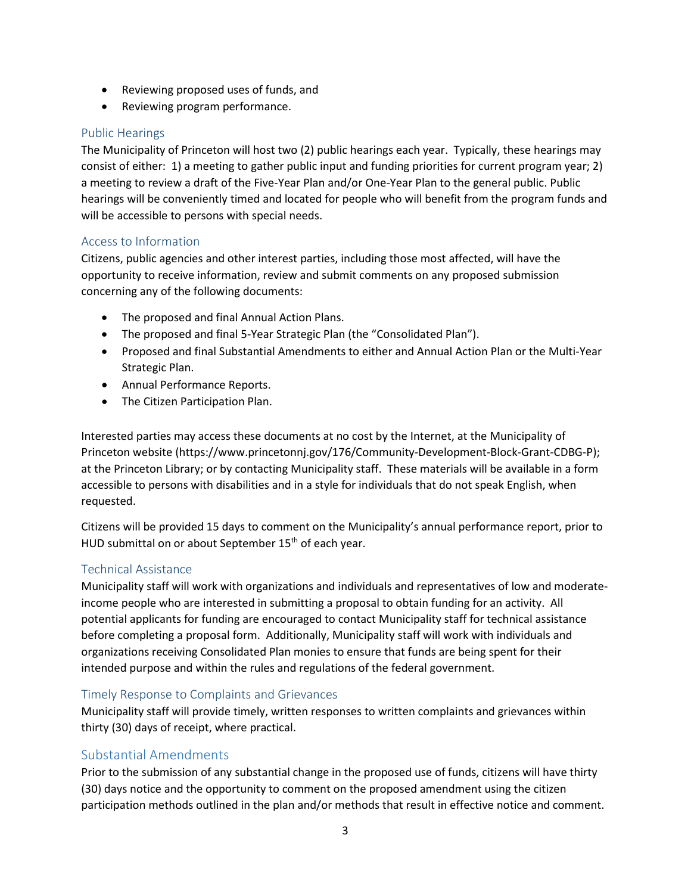- Reviewing proposed uses of funds, and
- Reviewing program performance.

### Public Hearings

The Municipality of Princeton will host two (2) public hearings each year. Typically, these hearings may consist of either: 1) a meeting to gather public input and funding priorities for current program year; 2) a meeting to review a draft of the Five-Year Plan and/or One-Year Plan to the general public. Public hearings will be conveniently timed and located for people who will benefit from the program funds and will be accessible to persons with special needs.

### Access to Information

Citizens, public agencies and other interest parties, including those most affected, will have the opportunity to receive information, review and submit comments on any proposed submission concerning any of the following documents:

- The proposed and final Annual Action Plans.
- The proposed and final 5-Year Strategic Plan (the "Consolidated Plan").
- Proposed and final Substantial Amendments to either and Annual Action Plan or the Multi-Year Strategic Plan.
- Annual Performance Reports.
- The Citizen Participation Plan.

Interested parties may access these documents at no cost by the Internet, at the Municipality of Princeton website (https://www.princetonnj.gov/176/Community-Development-Block-Grant-CDBG-P); at the Princeton Library; or by contacting Municipality staff. These materials will be available in a form accessible to persons with disabilities and in a style for individuals that do not speak English, when requested.

Citizens will be provided 15 days to comment on the Municipality's annual performance report, prior to HUD submittal on or about September 15th of each year.

### Technical Assistance

Municipality staff will work with organizations and individuals and representatives of low and moderate-income people who are interested in submitting a proposal to obtain funding for an activity. All potential applicants for funding are encouraged to contact Municipality staff for technical assistance before completing a proposal form. Additionally, Municipality staff will work with individuals and organizations receiving Consolidated Plan monies to ensure that funds are being spent for their intended purpose and within the rules and regulations of the federal government.

### Timely Response to Complaints and Grievances

Municipality staff will provide timely, written responses to written complaints and grievances within thirty (30) days of receipt, where practical.

## Substantial Amendments

Prior to the submission of any substantial change in the proposed use of funds, citizens will have thirty (30) days notice and the opportunity to comment on the proposed amendment using the citizen participation methods outlined in the plan and/or methods that result in effective notice and comment.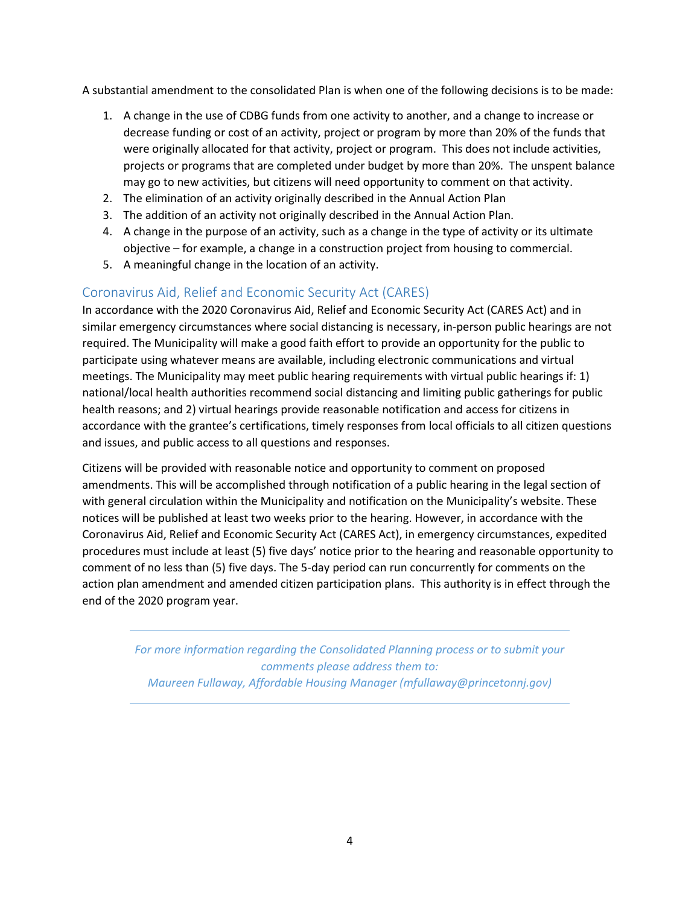A substantial amendment to the consolidated Plan is when one of the following decisions is to be made:

1. A change in the use of CDBG funds from one activity to another, and a change to increase or decrease funding or cost of an activity, project or program by more than 20% of the funds that were originally allocated for that activity, project or program. This does not include activities, projects or programs that are completed under budget by more than 20%. The unspent balance may go to new activities, but citizens will need opportunity to comment on that activity.
2. The elimination of an activity originally described in the Annual Action Plan
3. The addition of an activity not originally described in the Annual Action Plan.
4. A change in the purpose of an activity, such as a change in the type of activity or its ultimate objective – for example, a change in a construction project from housing to commercial.
5. A meaningful change in the location of an activity.

## Coronavirus Aid, Relief and Economic Security Act (CARES)

In accordance with the 2020 Coronavirus Aid, Relief and Economic Security Act (CARES Act) and in similar emergency circumstances where social distancing is necessary, in-person public hearings are not required. The Municipality will make a good faith effort to provide an opportunity for the public to participate using whatever means are available, including electronic communications and virtual meetings. The Municipality may meet public hearing requirements with virtual public hearings if: 1) national/local health authorities recommend social distancing and limiting public gatherings for public health reasons; and 2) virtual hearings provide reasonable notification and access for citizens in accordance with the grantee's certifications, timely responses from local officials to all citizen questions and issues, and public access to all questions and responses.

Citizens will be provided with reasonable notice and opportunity to comment on proposed amendments. This will be accomplished through notification of a public hearing in the legal section of with general circulation within the Municipality and notification on the Municipality's website. These notices will be published at least two weeks prior to the hearing. However, in accordance with the Coronavirus Aid, Relief and Economic Security Act (CARES Act), in emergency circumstances, expedited procedures must include at least (5) five days' notice prior to the hearing and reasonable opportunity to comment of no less than (5) five days. The 5-day period can run concurrently for comments on the action plan amendment and amended citizen participation plans. This authority is in effect through the end of the 2020 program year.

---

*For more information regarding the Consolidated Planning process or to submit your comments please address them to:*
*Maureen Fullaway, Affordable Housing Manager (mfullaway@princetonnj.gov)*

---